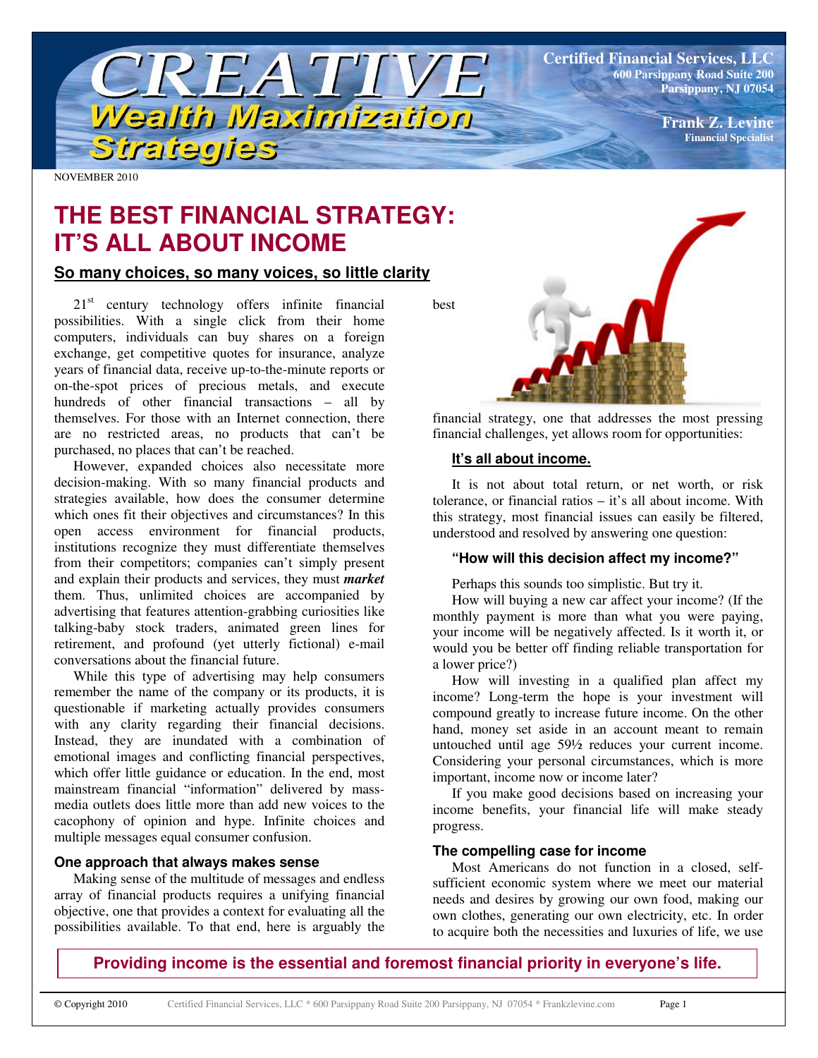# CREATIVE Wealth Maximization Strategies

**Certified Financial Services, LLC**
**600 Parsippany Road Suite 200**
**Parsippany, NJ 07054**

**Frank Z. Levine**
**Financial Specialist**

NOVEMBER 2010

# THE BEST FINANCIAL STRATEGY: IT'S ALL ABOUT INCOME

## So many choices, so many voices, so little clarity

21st century technology offers infinite financial possibilities. With a single click from their home computers, individuals can buy shares on a foreign exchange, get competitive quotes for insurance, analyze years of financial data, receive up-to-the-minute reports or on-the-spot prices of precious metals, and execute hundreds of other financial transactions – all by themselves. For those with an Internet connection, there are no restricted areas, no products that can't be purchased, no places that can't be reached.

However, expanded choices also necessitate more decision-making. With so many financial products and strategies available, how does the consumer determine which ones fit their objectives and circumstances? In this open access environment for financial products, institutions recognize they must differentiate themselves from their competitors; companies can't simply present and explain their products and services, they must ***market*** them. Thus, unlimited choices are accompanied by advertising that features attention-grabbing curiosities like talking-baby stock traders, animated green lines for retirement, and profound (yet utterly fictional) e-mail conversations about the financial future.

While this type of advertising may help consumers remember the name of the company or its products, it is questionable if marketing actually provides consumers with any clarity regarding their financial decisions. Instead, they are inundated with a combination of emotional images and conflicting financial perspectives, which offer little guidance or education. In the end, most mainstream financial "information" delivered by mass-media outlets does little more than add new voices to the cacophony of opinion and hype. Infinite choices and multiple messages equal consumer confusion.

### One approach that always makes sense

Making sense of the multitude of messages and endless array of financial products requires a unifying financial objective, one that provides a context for evaluating all the possibilities available. To that end, here is arguably the best financial strategy, one that addresses the most pressing financial challenges, yet allows room for opportunities:

**It's all about income.**

It is not about total return, or net worth, or risk tolerance, or financial ratios – it's all about income. With this strategy, most financial issues can easily be filtered, understood and resolved by answering one question:

**"How will this decision affect my income?"**

Perhaps this sounds too simplistic. But try it.

How will buying a new car affect your income? (If the monthly payment is more than what you were paying, your income will be negatively affected. Is it worth it, or would you be better off finding reliable transportation for a lower price?)

How will investing in a qualified plan affect my income? Long-term the hope is your investment will compound greatly to increase future income. On the other hand, money set aside in an account meant to remain untouched until age 59½ reduces your current income. Considering your personal circumstances, which is more important, income now or income later?

If you make good decisions based on increasing your income benefits, your financial life will make steady progress.

### The compelling case for income

Most Americans do not function in a closed, self-sufficient economic system where we meet our material needs and desires by growing our own food, making our own clothes, generating our own electricity, etc. In order to acquire both the necessities and luxuries of life, we use

**Providing income is the essential and foremost financial priority in everyone's life.**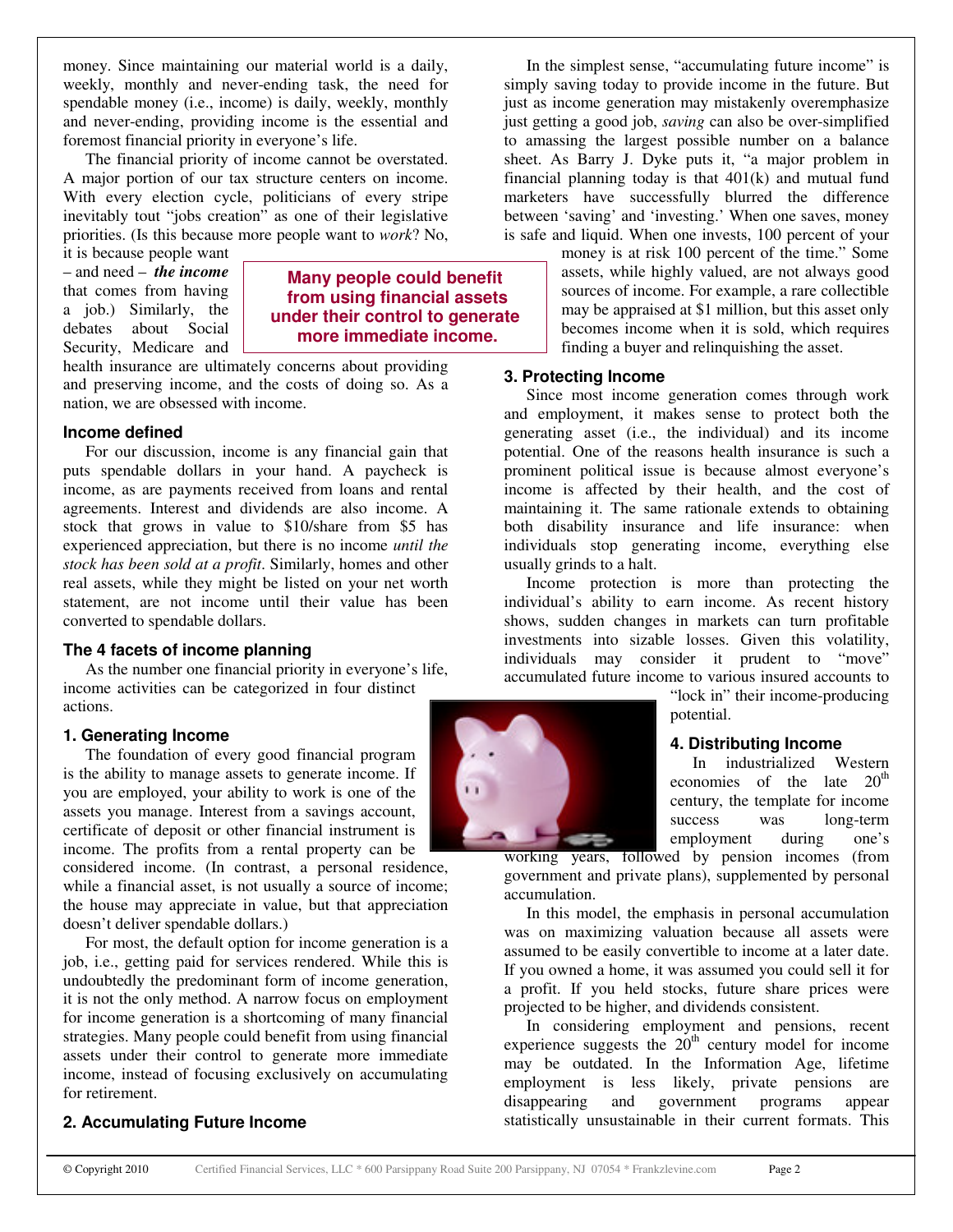money. Since maintaining our material world is a daily, weekly, monthly and never-ending task, the need for spendable money (i.e., income) is daily, weekly, monthly and never-ending, providing income is the essential and foremost financial priority in everyone's life.

The financial priority of income cannot be overstated. A major portion of our tax structure centers on income. With every election cycle, politicians of every stripe inevitably tout "jobs creation" as one of their legislative priorities. (Is this because more people want to *work*? No, it is because people want – and need – ***the income*** that comes from having a job.) Similarly, the debates about Social Security, Medicare and health insurance are ultimately concerns about providing and preserving income, and the costs of doing so. As a nation, we are obsessed with income.

**Many people could benefit from using financial assets under their control to generate more immediate income.**

### Income defined

For our discussion, income is any financial gain that puts spendable dollars in your hand. A paycheck is income, as are payments received from loans and rental agreements. Interest and dividends are also income. A stock that grows in value to $10/share from $5 has experienced appreciation, but there is no income *until the stock has been sold at a profit*. Similarly, homes and other real assets, while they might be listed on your net worth statement, are not income until their value has been converted to spendable dollars.

### The 4 facets of income planning

As the number one financial priority in everyone's life, income activities can be categorized in four distinct actions.

### 1. Generating Income

The foundation of every good financial program is the ability to manage assets to generate income. If you are employed, your ability to work is one of the assets you manage. Interest from a savings account, certificate of deposit or other financial instrument is income. The profits from a rental property can be considered income. (In contrast, a personal residence, while a financial asset, is not usually a source of income; the house may appreciate in value, but that appreciation doesn't deliver spendable dollars.)

For most, the default option for income generation is a job, i.e., getting paid for services rendered. While this is undoubtedly the predominant form of income generation, it is not the only method. A narrow focus on employment for income generation is a shortcoming of many financial strategies. Many people could benefit from using financial assets under their control to generate more immediate income, instead of focusing exclusively on accumulating for retirement.

### 2. Accumulating Future Income

In the simplest sense, "accumulating future income" is simply saving today to provide income in the future. But just as income generation may mistakenly overemphasize just getting a good job, *saving* can also be over-simplified to amassing the largest possible number on a balance sheet. As Barry J. Dyke puts it, "a major problem in financial planning today is that 401(k) and mutual fund marketers have successfully blurred the difference between 'saving' and 'investing.' When one saves, money is safe and liquid. When one invests, 100 percent of your money is at risk 100 percent of the time." Some assets, while highly valued, are not always good sources of income. For example, a rare collectible may be appraised at $1 million, but this asset only becomes income when it is sold, which requires finding a buyer and relinquishing the asset.

### 3. Protecting Income

Since most income generation comes through work and employment, it makes sense to protect both the generating asset (i.e., the individual) and its income potential. One of the reasons health insurance is such a prominent political issue is because almost everyone's income is affected by their health, and the cost of maintaining it. The same rationale extends to obtaining both disability insurance and life insurance: when individuals stop generating income, everything else usually grinds to a halt.

Income protection is more than protecting the individual's ability to earn income. As recent history shows, sudden changes in markets can turn profitable investments into sizable losses. Given this volatility, individuals may consider it prudent to "move" accumulated future income to various insured accounts to "lock in" their income-producing potential.

### 4. Distributing Income

In industrialized Western economies of the late 20th century, the template for income success was long-term employment during one's working years, followed by pension incomes (from government and private plans), supplemented by personal accumulation.

In this model, the emphasis in personal accumulation was on maximizing valuation because all assets were assumed to be easily convertible to income at a later date. If you owned a home, it was assumed you could sell it for a profit. If you held stocks, future share prices were projected to be higher, and dividends consistent.

In considering employment and pensions, recent experience suggests the 20th century model for income may be outdated. In the Information Age, lifetime employment is less likely, private pensions are disappearing and government programs appear statistically unsustainable in their current formats. This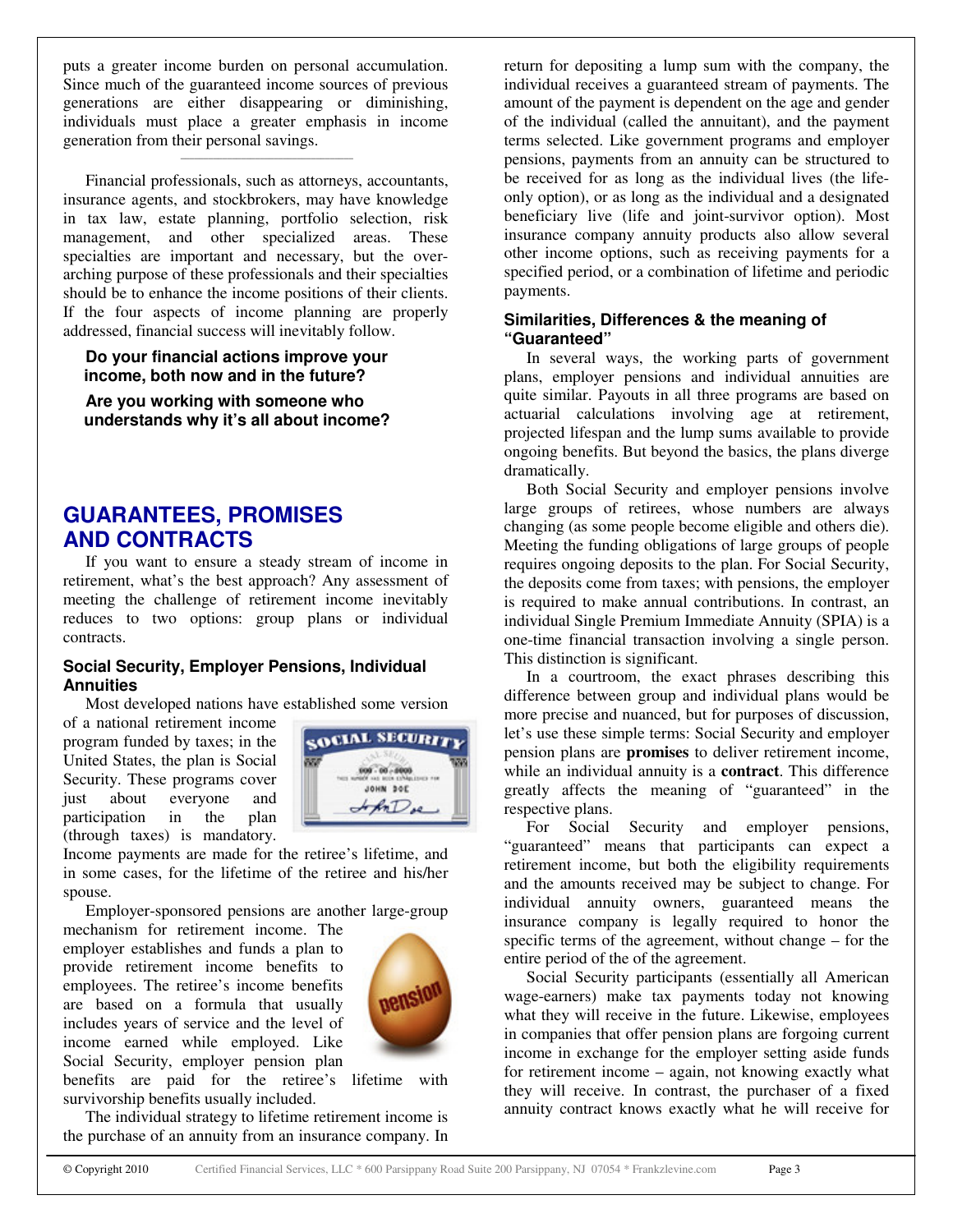puts a greater income burden on personal accumulation. Since much of the guaranteed income sources of previous generations are either disappearing or diminishing, individuals must place a greater emphasis in income generation from their personal savings.

Financial professionals, such as attorneys, accountants, insurance agents, and stockbrokers, may have knowledge in tax law, estate planning, portfolio selection, risk management, and other specialized areas. These specialties are important and necessary, but the over-arching purpose of these professionals and their specialties should be to enhance the income positions of their clients. If the four aspects of income planning are properly addressed, financial success will inevitably follow.

**Do your financial actions improve your income, both now and in the future?**

**Are you working with someone who understands why it's all about income?**

# GUARANTEES, PROMISES AND CONTRACTS

If you want to ensure a steady stream of income in retirement, what's the best approach? Any assessment of meeting the challenge of retirement income inevitably reduces to two options: group plans or individual contracts.

### Social Security, Employer Pensions, Individual Annuities

Most developed nations have established some version of a national retirement income program funded by taxes; in the United States, the plan is Social Security. These programs cover just about everyone and participation in the plan (through taxes) is mandatory. Income payments are made for the retiree's lifetime, and in some cases, for the lifetime of the retiree and his/her spouse.

Employer-sponsored pensions are another large-group mechanism for retirement income. The employer establishes and funds a plan to provide retirement income benefits to employees. The retiree's income benefits are based on a formula that usually includes years of service and the level of income earned while employed. Like Social Security, employer pension plan benefits are paid for the retiree's lifetime with survivorship benefits usually included.

The individual strategy to lifetime retirement income is the purchase of an annuity from an insurance company. In return for depositing a lump sum with the company, the individual receives a guaranteed stream of payments. The amount of the payment is dependent on the age and gender of the individual (called the annuitant), and the payment terms selected. Like government programs and employer pensions, payments from an annuity can be structured to be received for as long as the individual lives (the life-only option), or as long as the individual and a designated beneficiary live (life and joint-survivor option). Most insurance company annuity products also allow several other income options, such as receiving payments for a specified period, or a combination of lifetime and periodic payments.

### Similarities, Differences & the meaning of "Guaranteed"

In several ways, the working parts of government plans, employer pensions and individual annuities are quite similar. Payouts in all three programs are based on actuarial calculations involving age at retirement, projected lifespan and the lump sums available to provide ongoing benefits. But beyond the basics, the plans diverge dramatically.

Both Social Security and employer pensions involve large groups of retirees, whose numbers are always changing (as some people become eligible and others die). Meeting the funding obligations of large groups of people requires ongoing deposits to the plan. For Social Security, the deposits come from taxes; with pensions, the employer is required to make annual contributions. In contrast, an individual Single Premium Immediate Annuity (SPIA) is a one-time financial transaction involving a single person. This distinction is significant.

In a courtroom, the exact phrases describing this difference between group and individual plans would be more precise and nuanced, but for purposes of discussion, let's use these simple terms: Social Security and employer pension plans are **promises** to deliver retirement income, while an individual annuity is a **contract**. This difference greatly affects the meaning of "guaranteed" in the respective plans.

For Social Security and employer pensions, "guaranteed" means that participants can expect a retirement income, but both the eligibility requirements and the amounts received may be subject to change. For individual annuity owners, guaranteed means the insurance company is legally required to honor the specific terms of the agreement, without change – for the entire period of the of the agreement.

Social Security participants (essentially all American wage-earners) make tax payments today not knowing what they will receive in the future. Likewise, employees in companies that offer pension plans are forgoing current income in exchange for the employer setting aside funds for retirement income – again, not knowing exactly what they will receive. In contrast, the purchaser of a fixed annuity contract knows exactly what he will receive for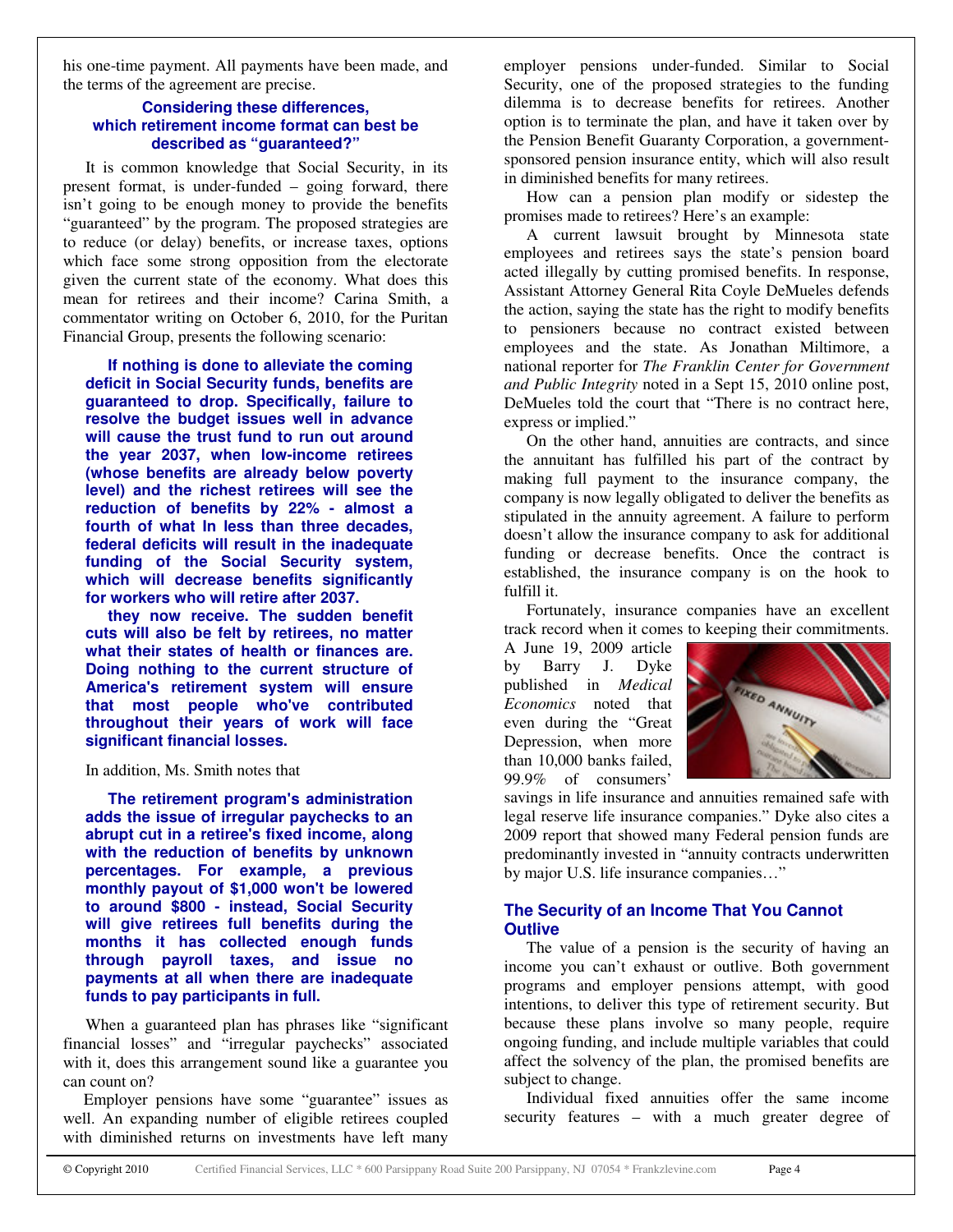his one-time payment. All payments have been made, and the terms of the agreement are precise.

### Considering these differences, which retirement income format can best be described as "guaranteed?"

It is common knowledge that Social Security, in its present format, is under-funded – going forward, there isn't going to be enough money to provide the benefits "guaranteed" by the program. The proposed strategies are to reduce (or delay) benefits, or increase taxes, options which face some strong opposition from the electorate given the current state of the economy. What does this mean for retirees and their income? Carina Smith, a commentator writing on October 6, 2010, for the Puritan Financial Group, presents the following scenario:

> **If nothing is done to alleviate the coming deficit in Social Security funds, benefits are guaranteed to drop. Specifically, failure to resolve the budget issues well in advance will cause the trust fund to run out around the year 2037, when low-income retirees (whose benefits are already below poverty level) and the richest retirees will see the reduction of benefits by 22% - almost a fourth of what In less than three decades, federal deficits will result in the inadequate funding of the Social Security system, which will decrease benefits significantly for workers who will retire after 2037.**
>
> **they now receive. The sudden benefit cuts will also be felt by retirees, no matter what their states of health or finances are. Doing nothing to the current structure of America's retirement system will ensure that most people who've contributed throughout their years of work will face significant financial losses.**

In addition, Ms. Smith notes that

> **The retirement program's administration adds the issue of irregular paychecks to an abrupt cut in a retiree's fixed income, along with the reduction of benefits by unknown percentages. For example, a previous monthly payout of $1,000 won't be lowered to around $800 - instead, Social Security will give retirees full benefits during the months it has collected enough funds through payroll taxes, and issue no payments at all when there are inadequate funds to pay participants in full.**

When a guaranteed plan has phrases like "significant financial losses" and "irregular paychecks" associated with it, does this arrangement sound like a guarantee you can count on?

Employer pensions have some "guarantee" issues as well. An expanding number of eligible retirees coupled with diminished returns on investments have left many employer pensions under-funded. Similar to Social Security, one of the proposed strategies to the funding dilemma is to decrease benefits for retirees. Another option is to terminate the plan, and have it taken over by the Pension Benefit Guaranty Corporation, a government-sponsored pension insurance entity, which will also result in diminished benefits for many retirees.

How can a pension plan modify or sidestep the promises made to retirees? Here's an example:

A current lawsuit brought by Minnesota state employees and retirees says the state's pension board acted illegally by cutting promised benefits. In response, Assistant Attorney General Rita Coyle DeMueles defends the action, saying the state has the right to modify benefits to pensioners because no contract existed between employees and the state. As Jonathan Miltimore, a national reporter for *The Franklin Center for Government and Public Integrity* noted in a Sept 15, 2010 online post, DeMueles told the court that "There is no contract here, express or implied."

On the other hand, annuities are contracts, and since the annuitant has fulfilled his part of the contract by making full payment to the insurance company, the company is now legally obligated to deliver the benefits as stipulated in the annuity agreement. A failure to perform doesn't allow the insurance company to ask for additional funding or decrease benefits. Once the contract is established, the insurance company is on the hook to fulfill it.

Fortunately, insurance companies have an excellent track record when it comes to keeping their commitments. A June 19, 2009 article by Barry J. Dyke published in *Medical Economics* noted that even during the "Great Depression, when more than 10,000 banks failed, 99.9% of consumers' savings in life insurance and annuities remained safe with legal reserve life insurance companies." Dyke also cites a 2009 report that showed many Federal pension funds are predominantly invested in "annuity contracts underwritten by major U.S. life insurance companies…"

### The Security of an Income That You Cannot Outlive

The value of a pension is the security of having an income you can't exhaust or outlive. Both government programs and employer pensions attempt, with good intentions, to deliver this type of retirement security. But because these plans involve so many people, require ongoing funding, and include multiple variables that could affect the solvency of the plan, the promised benefits are subject to change.

Individual fixed annuities offer the same income security features – with a much greater degree of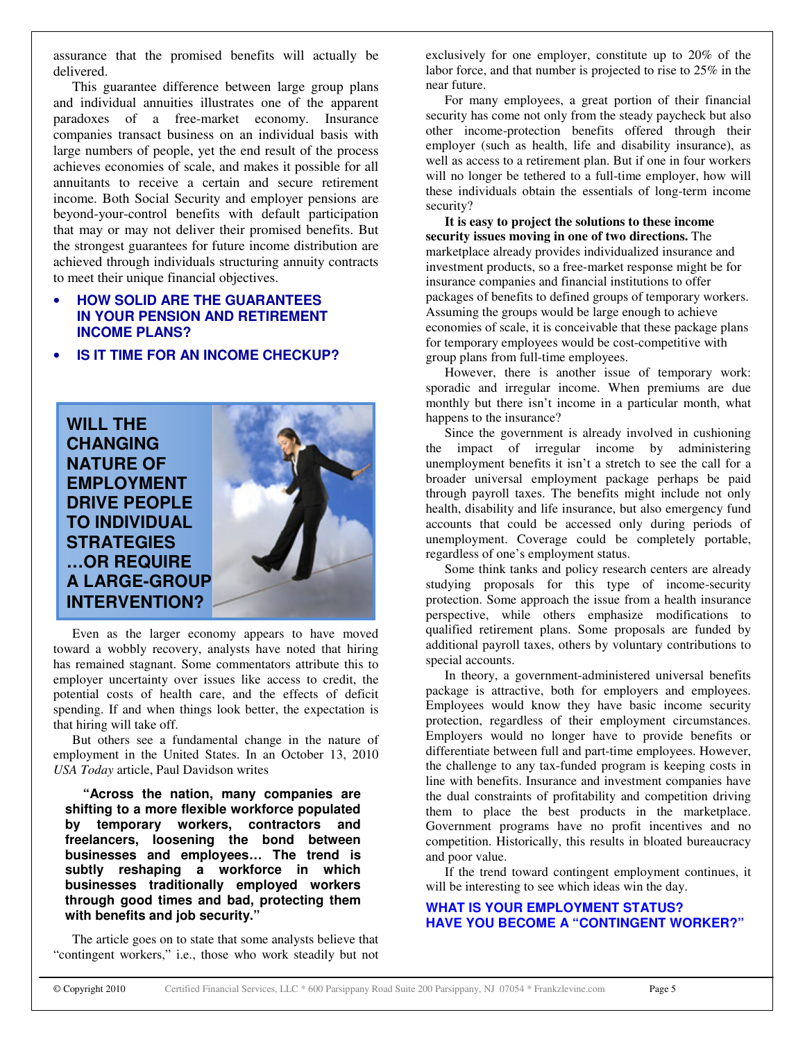assurance that the promised benefits will actually be delivered.

This guarantee difference between large group plans and individual annuities illustrates one of the apparent paradoxes of a free-market economy. Insurance companies transact business on an individual basis with large numbers of people, yet the end result of the process achieves economies of scale, and makes it possible for all annuitants to receive a certain and secure retirement income. Both Social Security and employer pensions are beyond-your-control benefits with default participation that may or may not deliver their promised benefits. But the strongest guarantees for future income distribution are achieved through individuals structuring annuity contracts to meet their unique financial objectives.

- **HOW SOLID ARE THE GUARANTEES IN YOUR PENSION AND RETIREMENT INCOME PLANS?**
- **IS IT TIME FOR AN INCOME CHECKUP?**

## WILL THE CHANGING NATURE OF EMPLOYMENT DRIVE PEOPLE TO INDIVIDUAL STRATEGIES …OR REQUIRE A LARGE-GROUP INTERVENTION?

Even as the larger economy appears to have moved toward a wobbly recovery, analysts have noted that hiring has remained stagnant. Some commentators attribute this to employer uncertainty over issues like access to credit, the potential costs of health care, and the effects of deficit spending. If and when things look better, the expectation is that hiring will take off.

But others see a fundamental change in the nature of employment in the United States. In an October 13, 2010 *USA Today* article, Paul Davidson writes

> **"Across the nation, many companies are shifting to a more flexible workforce populated by temporary workers, contractors and freelancers, loosening the bond between businesses and employees… The trend is subtly reshaping a workforce in which businesses traditionally employed workers through good times and bad, protecting them with benefits and job security."**

The article goes on to state that some analysts believe that "contingent workers," i.e., those who work steadily but not exclusively for one employer, constitute up to 20% of the labor force, and that number is projected to rise to 25% in the near future.

For many employees, a great portion of their financial security has come not only from the steady paycheck but also other income-protection benefits offered through their employer (such as health, life and disability insurance), as well as access to a retirement plan. But if one in four workers will no longer be tethered to a full-time employer, how will these individuals obtain the essentials of long-term income security?

**It is easy to project the solutions to these income security issues moving in one of two directions.** The marketplace already provides individualized insurance and investment products, so a free-market response might be for insurance companies and financial institutions to offer packages of benefits to defined groups of temporary workers. Assuming the groups would be large enough to achieve economies of scale, it is conceivable that these package plans for temporary employees would be cost-competitive with group plans from full-time employees.

However, there is another issue of temporary work: sporadic and irregular income. When premiums are due monthly but there isn't income in a particular month, what happens to the insurance?

Since the government is already involved in cushioning the impact of irregular income by administering unemployment benefits it isn't a stretch to see the call for a broader universal employment package perhaps be paid through payroll taxes. The benefits might include not only health, disability and life insurance, but also emergency fund accounts that could be accessed only during periods of unemployment. Coverage could be completely portable, regardless of one's employment status.

Some think tanks and policy research centers are already studying proposals for this type of income-security protection. Some approach the issue from a health insurance perspective, while others emphasize modifications to qualified retirement plans. Some proposals are funded by additional payroll taxes, others by voluntary contributions to special accounts.

In theory, a government-administered universal benefits package is attractive, both for employers and employees. Employees would know they have basic income security protection, regardless of their employment circumstances. Employers would no longer have to provide benefits or differentiate between full and part-time employees. However, the challenge to any tax-funded program is keeping costs in line with benefits. Insurance and investment companies have the dual constraints of profitability and competition driving them to place the best products in the marketplace. Government programs have no profit incentives and no competition. Historically, this results in bloated bureaucracy and poor value.

If the trend toward contingent employment continues, it will be interesting to see which ideas win the day.

**WHAT IS YOUR EMPLOYMENT STATUS?**
**HAVE YOU BECOME A "CONTINGENT WORKER?"**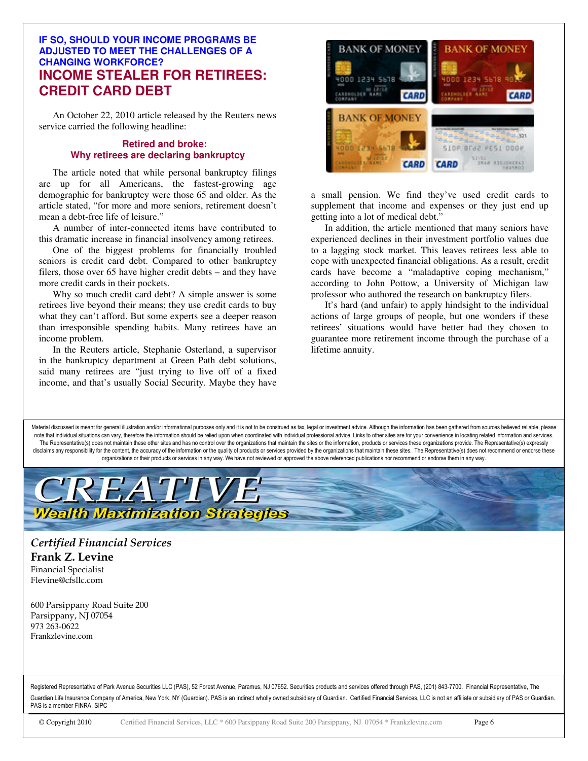**IF SO, SHOULD YOUR INCOME PROGRAMS BE ADJUSTED TO MEET THE CHALLENGES OF A CHANGING WORKFORCE?**

## INCOME STEALER FOR RETIREES: CREDIT CARD DEBT

An October 22, 2010 article released by the Reuters news service carried the following headline:

**Retired and broke: Why retirees are declaring bankruptcy**

The article noted that while personal bankruptcy filings are up for all Americans, the fastest-growing age demographic for bankruptcy were those 65 and older. As the article stated, "for more and more seniors, retirement doesn't mean a debt-free life of leisure."

A number of inter-connected items have contributed to this dramatic increase in financial insolvency among retirees.

One of the biggest problems for financially troubled seniors is credit card debt. Compared to other bankruptcy filers, those over 65 have higher credit debts – and they have more credit cards in their pockets.

Why so much credit card debt? A simple answer is some retirees live beyond their means; they use credit cards to buy what they can't afford. But some experts see a deeper reason than irresponsible spending habits. Many retirees have an income problem.

In the Reuters article, Stephanie Osterland, a supervisor in the bankruptcy department at Green Path debt solutions, said many retirees are "just trying to live off of a fixed income, and that's usually Social Security. Maybe they have a small pension. We find they've used credit cards to supplement that income and expenses or they just end up getting into a lot of medical debt."

In addition, the article mentioned that many seniors have experienced declines in their investment portfolio values due to a lagging stock market. This leaves retirees less able to cope with unexpected financial obligations. As a result, credit cards have become a "maladaptive coping mechanism," according to John Pottow, a University of Michigan law professor who authored the research on bankruptcy filers.

It's hard (and unfair) to apply hindsight to the individual actions of large groups of people, but one wonders if these retirees' situations would have better had they chosen to guarantee more retirement income through the purchase of a lifetime annuity.

Material discussed is meant for general illustration and/or informational purposes only and it is not to be construed as tax, legal or investment advice. Although the information has been gathered from sources believed reliable, please note that individual situations can vary, therefore the information should be relied upon when coordinated with individual professional advice. Links to other sites are for your convenience in locating related information and services. The Representative(s) does not maintain these other sites and has no control over the organizations that maintain the sites or the information, products or services these organizations provide. The Representative(s) expressly disclaims any responsibility for the content, the accuracy of the information or the quality of products or services provided by the organizations that maintain these sites. The Representative(s) does not recommend or endorse these organizations or their products or services in any way. We have not reviewed or approved the above referenced publications nor recommend or endorse them in any way.

**CREATIVE**
**Wealth Maximization Strategies**

*Certified Financial Services*
**Frank Z. Levine**
Financial Specialist
Flevine@cfsllc.com

600 Parsippany Road Suite 200
Parsippany, NJ 07054
973 263-0622
Frankzlevine.com

Registered Representative of Park Avenue Securities LLC (PAS), 52 Forest Avenue, Paramus, NJ 07652. Securities products and services offered through PAS, (201) 843-7700. Financial Representative, The Guardian Life Insurance Company of America, New York, NY (Guardian). PAS is an indirect wholly owned subsidiary of Guardian. Certified Financial Services, LLC is not an affiliate or subsidiary of PAS or Guardian. PAS is a member FINRA, SIPC

© Copyright 2010 Certified Financial Services, LLC * 600 Parsippany Road Suite 200 Parsippany, NJ 07054 * Frankzlevine.com